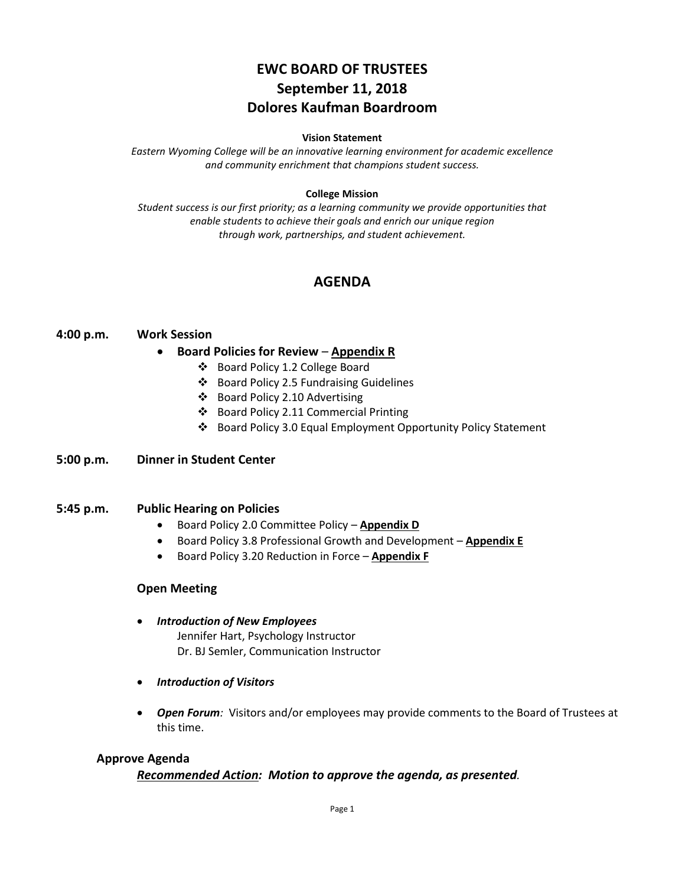# EWC BOARD OF TRUSTEES
# September 11, 2018
# Dolores Kaufman Boardroom

**Vision Statement**

*Eastern Wyoming College will be an innovative learning environment for academic excellence and community enrichment that champions student success.*

**College Mission**

*Student success is our first priority; as a learning community we provide opportunities that enable students to achieve their goals and enrich our unique region through work, partnerships, and student achievement.*

## AGENDA

**4:00 p.m. Work Session**

- **Board Policies for Review** – **Appendix R**
  - Board Policy 1.2 College Board
  - Board Policy 2.5 Fundraising Guidelines
  - Board Policy 2.10 Advertising
  - Board Policy 2.11 Commercial Printing
  - Board Policy 3.0 Equal Employment Opportunity Policy Statement

**5:00 p.m. Dinner in Student Center**

**5:45 p.m. Public Hearing on Policies**

- Board Policy 2.0 Committee Policy – **Appendix D**
- Board Policy 3.8 Professional Growth and Development – **Appendix E**
- Board Policy 3.20 Reduction in Force – **Appendix F**

**Open Meeting**

- ***Introduction of New Employees***
  Jennifer Hart, Psychology Instructor
  Dr. BJ Semler, Communication Instructor
- ***Introduction of Visitors***
- ***Open Forum****:* Visitors and/or employees may provide comments to the Board of Trustees at this time.

**Approve Agenda**

***Recommended Action:* Motion to approve the agenda, as presented.**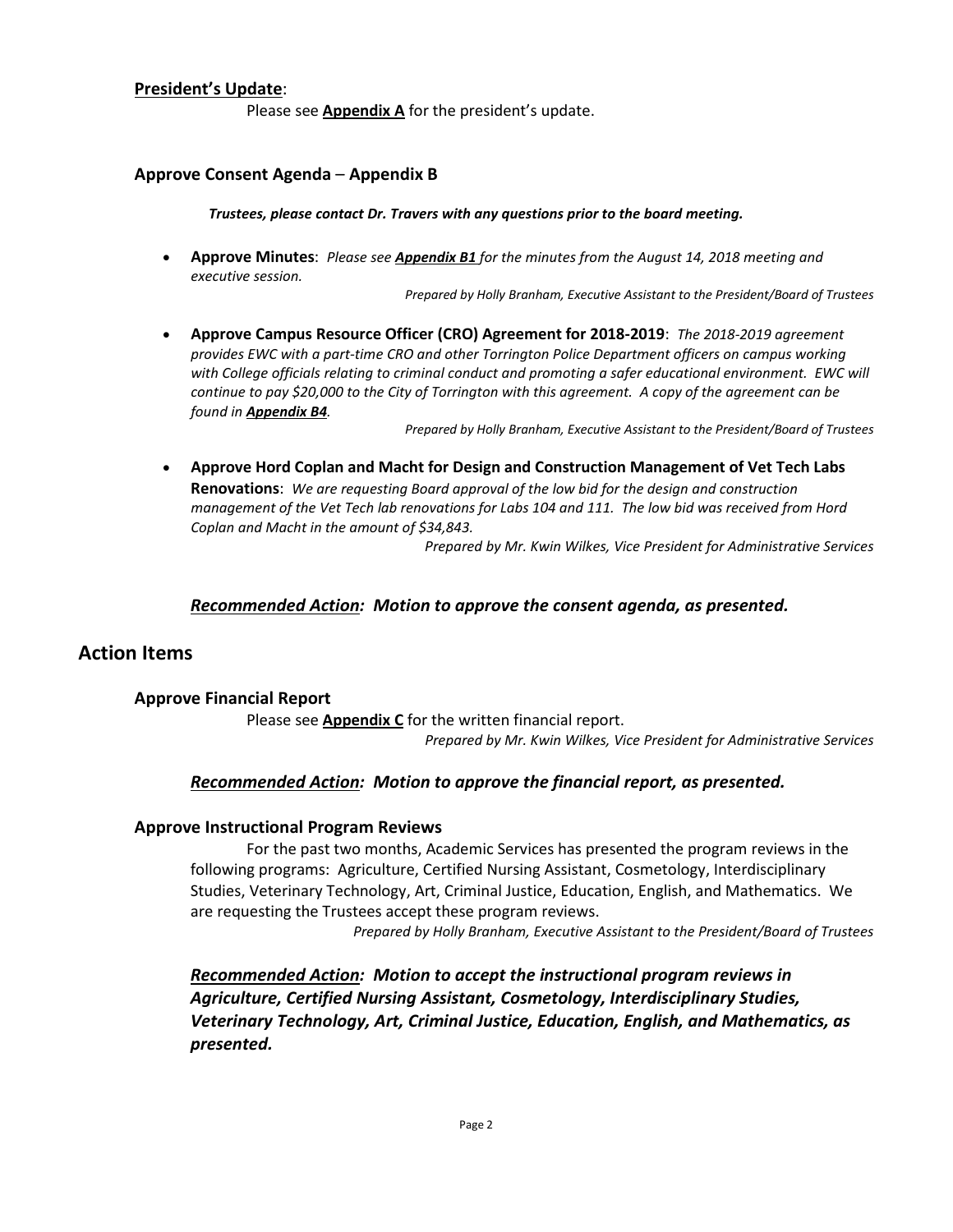**President's Update**:

Please see **Appendix A** for the president's update.

### Approve Consent Agenda – Appendix B

***Trustees, please contact Dr. Travers with any questions prior to the board meeting.***

- **Approve Minutes**: *Please see **Appendix B1** for the minutes from the August 14, 2018 meeting and executive session.*

  *Prepared by Holly Branham, Executive Assistant to the President/Board of Trustees*

- **Approve Campus Resource Officer (CRO) Agreement for 2018-2019**: *The 2018-2019 agreement provides EWC with a part-time CRO and other Torrington Police Department officers on campus working with College officials relating to criminal conduct and promoting a safer educational environment. EWC will continue to pay $20,000 to the City of Torrington with this agreement. A copy of the agreement can be found in **Appendix B4**.*

  *Prepared by Holly Branham, Executive Assistant to the President/Board of Trustees*

- **Approve Hord Coplan and Macht for Design and Construction Management of Vet Tech Labs Renovations**: *We are requesting Board approval of the low bid for the design and construction management of the Vet Tech lab renovations for Labs 104 and 111. The low bid was received from Hord Coplan and Macht in the amount of $34,843.*

  *Prepared by Mr. Kwin Wilkes, Vice President for Administrative Services*

***Recommended Action:*** ***Motion to approve the consent agenda, as presented.***

## Action Items

### Approve Financial Report

Please see **Appendix C** for the written financial report.

*Prepared by Mr. Kwin Wilkes, Vice President for Administrative Services*

***Recommended Action:*** ***Motion to approve the financial report, as presented.***

### Approve Instructional Program Reviews

For the past two months, Academic Services has presented the program reviews in the following programs: Agriculture, Certified Nursing Assistant, Cosmetology, Interdisciplinary Studies, Veterinary Technology, Art, Criminal Justice, Education, English, and Mathematics. We are requesting the Trustees accept these program reviews.

*Prepared by Holly Branham, Executive Assistant to the President/Board of Trustees*

***Recommended Action:*** ***Motion to accept the instructional program reviews in Agriculture, Certified Nursing Assistant, Cosmetology, Interdisciplinary Studies, Veterinary Technology, Art, Criminal Justice, Education, English, and Mathematics, as presented.***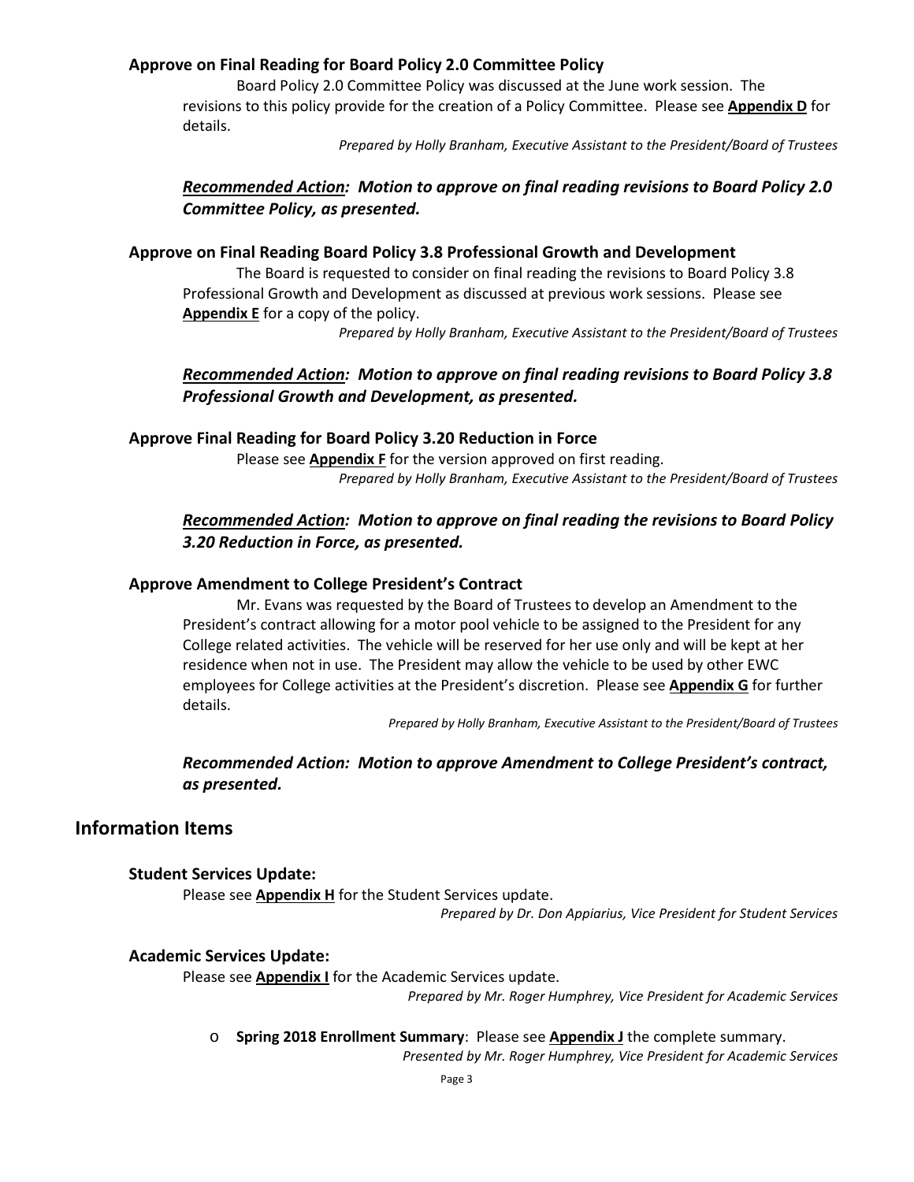### Approve on Final Reading for Board Policy 2.0 Committee Policy

Board Policy 2.0 Committee Policy was discussed at the June work session. The revisions to this policy provide for the creation of a Policy Committee. Please see **Appendix D** for details.

*Prepared by Holly Branham, Executive Assistant to the President/Board of Trustees*

***Recommended Action: Motion to approve on final reading revisions to Board Policy 2.0 Committee Policy, as presented.***

### Approve on Final Reading Board Policy 3.8 Professional Growth and Development

The Board is requested to consider on final reading the revisions to Board Policy 3.8 Professional Growth and Development as discussed at previous work sessions. Please see **Appendix E** for a copy of the policy.

*Prepared by Holly Branham, Executive Assistant to the President/Board of Trustees*

***Recommended Action: Motion to approve on final reading revisions to Board Policy 3.8 Professional Growth and Development, as presented.***

### Approve Final Reading for Board Policy 3.20 Reduction in Force

Please see **Appendix F** for the version approved on first reading.

*Prepared by Holly Branham, Executive Assistant to the President/Board of Trustees*

***Recommended Action: Motion to approve on final reading the revisions to Board Policy 3.20 Reduction in Force, as presented.***

### Approve Amendment to College President's Contract

Mr. Evans was requested by the Board of Trustees to develop an Amendment to the President's contract allowing for a motor pool vehicle to be assigned to the President for any College related activities. The vehicle will be reserved for her use only and will be kept at her residence when not in use. The President may allow the vehicle to be used by other EWC employees for College activities at the President's discretion. Please see **Appendix G** for further details.

*Prepared by Holly Branham, Executive Assistant to the President/Board of Trustees*

***Recommended Action: Motion to approve Amendment to College President's contract, as presented.***

## Information Items

### Student Services Update:

Please see **Appendix H** for the Student Services update.

*Prepared by Dr. Don Appiarius, Vice President for Student Services*

### Academic Services Update:

Please see **Appendix I** for the Academic Services update.

*Prepared by Mr. Roger Humphrey, Vice President for Academic Services*

- **Spring 2018 Enrollment Summary**: Please see **Appendix J** the complete summary.

  *Presented by Mr. Roger Humphrey, Vice President for Academic Services*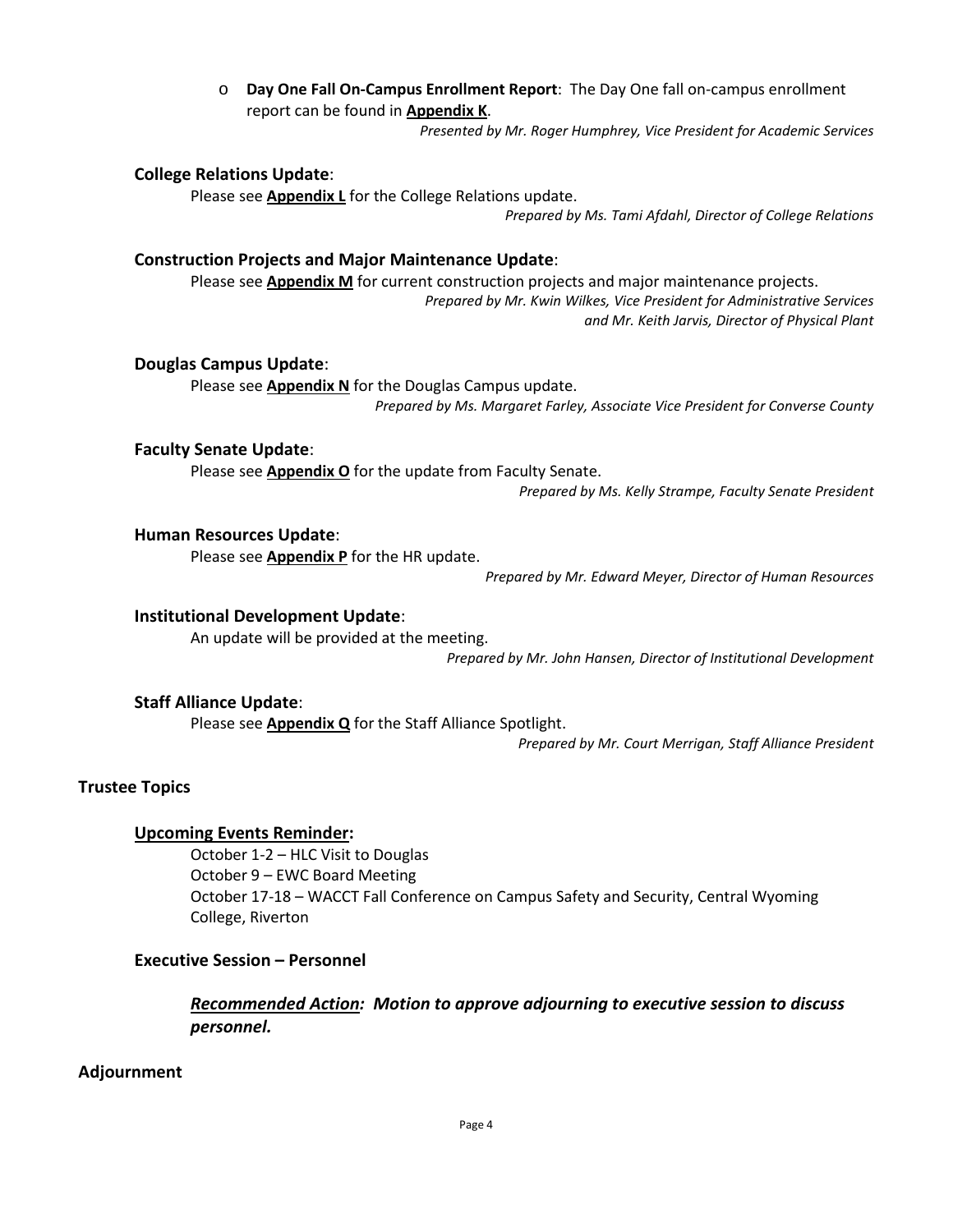- **Day One Fall On-Campus Enrollment Report**: The Day One fall on-campus enrollment report can be found in **Appendix K**.

  *Presented by Mr. Roger Humphrey, Vice President for Academic Services*

### College Relations Update:

Please see **Appendix L** for the College Relations update.

*Prepared by Ms. Tami Afdahl, Director of College Relations*

### Construction Projects and Major Maintenance Update:

Please see **Appendix M** for current construction projects and major maintenance projects.

*Prepared by Mr. Kwin Wilkes, Vice President for Administrative Services and Mr. Keith Jarvis, Director of Physical Plant*

### Douglas Campus Update:

Please see **Appendix N** for the Douglas Campus update.

*Prepared by Ms. Margaret Farley, Associate Vice President for Converse County*

### Faculty Senate Update:

Please see **Appendix O** for the update from Faculty Senate.

*Prepared by Ms. Kelly Strampe, Faculty Senate President*

### Human Resources Update:

Please see **Appendix P** for the HR update.

*Prepared by Mr. Edward Meyer, Director of Human Resources*

### Institutional Development Update:

An update will be provided at the meeting.

*Prepared by Mr. John Hansen, Director of Institutional Development*

### Staff Alliance Update:

Please see **Appendix Q** for the Staff Alliance Spotlight.

*Prepared by Mr. Court Merrigan, Staff Alliance President*

## Trustee Topics

### Upcoming Events Reminder:

October 1-2 – HLC Visit to Douglas
October 9 – EWC Board Meeting
October 17-18 – WACCT Fall Conference on Campus Safety and Security, Central Wyoming College, Riverton

### Executive Session – Personnel

***Recommended Action:* *Motion to approve adjourning to executive session to discuss personnel.***

## Adjournment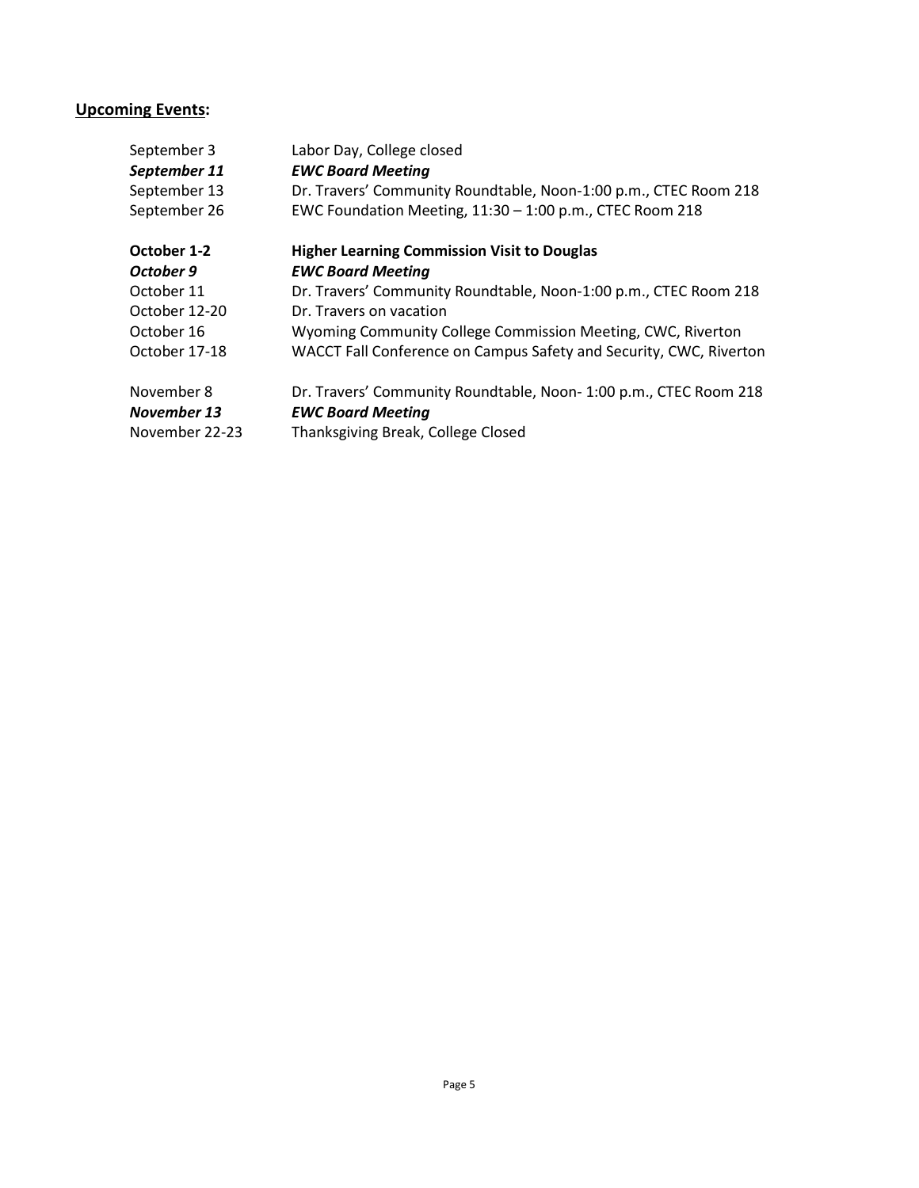**Upcoming Events:**

| | |
|---|---|
| September 3 | Labor Day, College closed |
| ***September 11*** | ***EWC Board Meeting*** |
| September 13 | Dr. Travers' Community Roundtable, Noon-1:00 p.m., CTEC Room 218 |
| September 26 | EWC Foundation Meeting, 11:30 – 1:00 p.m., CTEC Room 218 |
| | |
| **October 1-2** | **Higher Learning Commission Visit to Douglas** |
| ***October 9*** | ***EWC Board Meeting*** |
| October 11 | Dr. Travers' Community Roundtable, Noon-1:00 p.m., CTEC Room 218 |
| October 12-20 | Dr. Travers on vacation |
| October 16 | Wyoming Community College Commission Meeting, CWC, Riverton |
| October 17-18 | WACCT Fall Conference on Campus Safety and Security, CWC, Riverton |
| | |
| November 8 | Dr. Travers' Community Roundtable, Noon- 1:00 p.m., CTEC Room 218 |
| ***November 13*** | ***EWC Board Meeting*** |
| November 22-23 | Thanksgiving Break, College Closed |